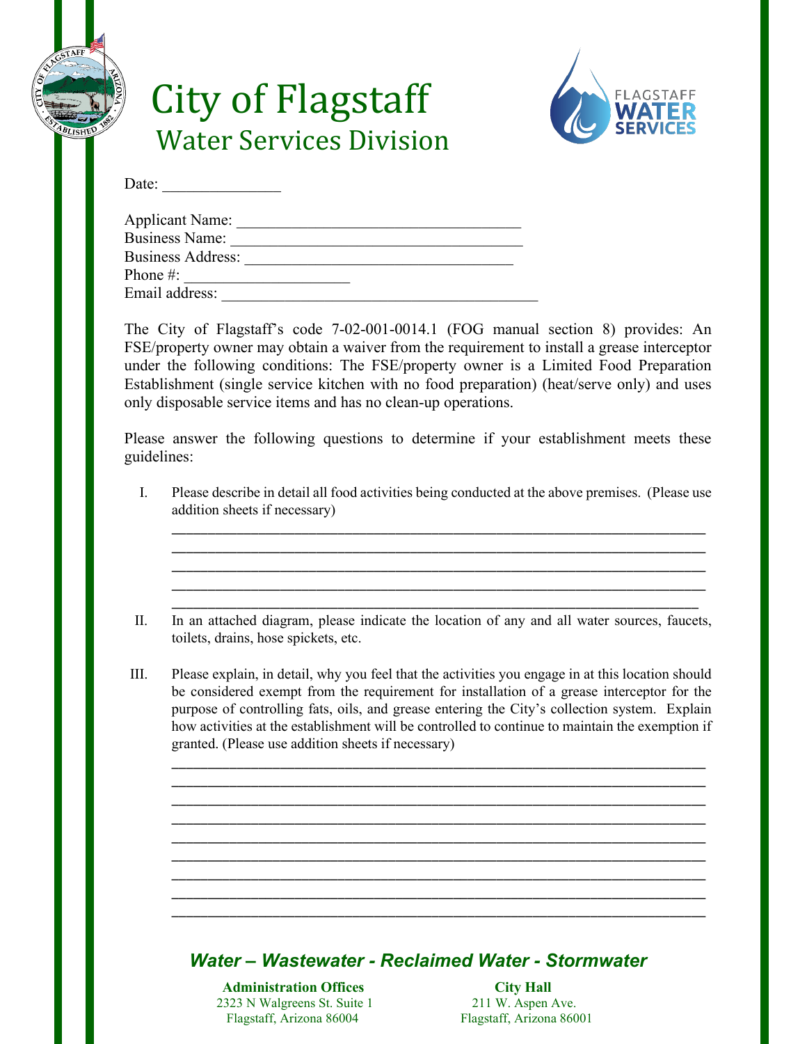# City of Flagstaff

## Water Services Division

FLAGSTAFF WATER SERVICES

Date: _______________

Applicant Name: _____________________________________
Business Name: ______________________________________
Business Address: ___________________________________
Phone #: _____________________
Email address: _________________________________________

The City of Flagstaff's code 7-02-001-0014.1 (FOG manual section 8) provides: An FSE/property owner may obtain a waiver from the requirement to install a grease interceptor under the following conditions: The FSE/property owner is a Limited Food Preparation Establishment (single service kitchen with no food preparation) (heat/serve only) and uses only disposable service items and has no clean-up operations.

Please answer the following questions to determine if your establishment meets these guidelines:

I. Please describe in detail all food activities being conducted at the above premises. (Please use addition sheets if necessary)

______________________________________________________________________
______________________________________________________________________
______________________________________________________________________
______________________________________________________________________
______________________________________________________________________

II. In an attached diagram, please indicate the location of any and all water sources, faucets, toilets, drains, hose spickets, etc.

III. Please explain, in detail, why you feel that the activities you engage in at this location should be considered exempt from the requirement for installation of a grease interceptor for the purpose of controlling fats, oils, and grease entering the City's collection system. Explain how activities at the establishment will be controlled to continue to maintain the exemption if granted. (Please use addition sheets if necessary)

______________________________________________________________________
______________________________________________________________________
______________________________________________________________________
______________________________________________________________________
______________________________________________________________________
______________________________________________________________________
______________________________________________________________________
______________________________________________________________________
______________________________________________________________________

***Water – Wastewater - Reclaimed Water - Stormwater***

**Administration Offices**
2323 N Walgreens St. Suite 1
Flagstaff, Arizona 86004

**City Hall**
211 W. Aspen Ave.
Flagstaff, Arizona 86001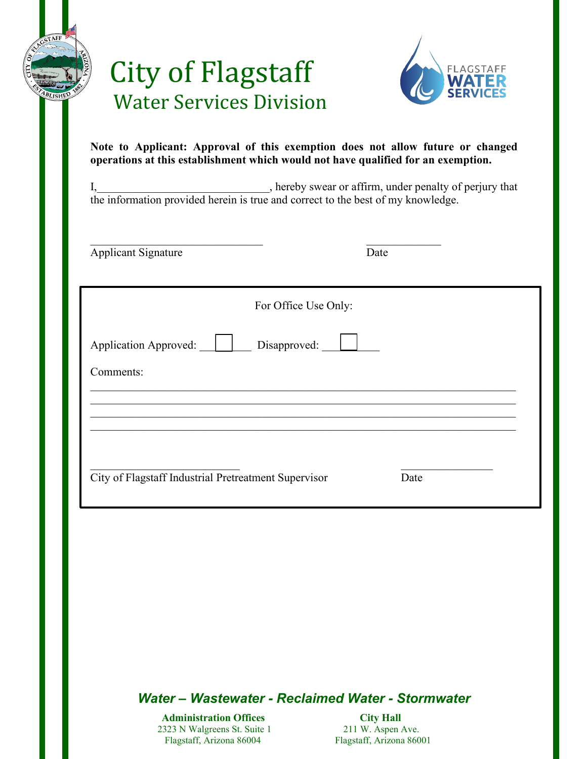# City of Flagstaff

## Water Services Division

FLAGSTAFF WATER SERVICES

**Note to Applicant: Approval of this exemption does not allow future or changed operations at this establishment which would not have qualified for an exemption.**

I,______________________________, hereby swear or affirm, under penalty of perjury that the information provided herein is true and correct to the best of my knowledge.

______________________________ ____________

Applicant Signature Date

---

For Office Use Only:

Application Approved: ☐ Disapproved: ☐

Comments:

___________________________________________________________________________

___________________________________________________________________________

___________________________________________________________________________

___________________________________________________________________________

__________________________ ________________

City of Flagstaff Industrial Pretreatment Supervisor Date

---

***Water – Wastewater - Reclaimed Water - Stormwater***

**Administration Offices**
2323 N Walgreens St. Suite 1
Flagstaff, Arizona 86004

**City Hall**
211 W. Aspen Ave.
Flagstaff, Arizona 86001